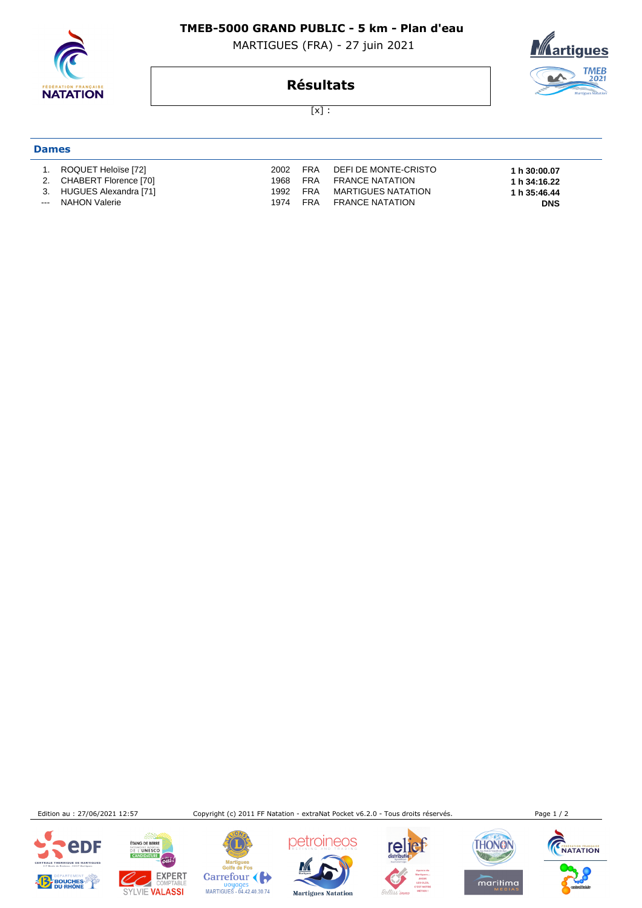# TMEB-5000 GRAND PUBLIC - 5 km - Plan d'eau

MARTIGUES (FRA) - 27 juin 2021

## Résultats

[x] :

### Dames

| | | | | | |
|---|---|---|---|---|---|
| 1. | ROQUET Heloïse [72] | 2002 | FRA | DEFI DE MONTE-CRISTO | **1 h 30:00.07** |
| 2. | CHABERT Florence [70] | 1968 | FRA | FRANCE NATATION | **1 h 34:16.22** |
| 3. | HUGUES Alexandra [71] | 1992 | FRA | MARTIGUES NATATION | **1 h 35:46.44** |
| --- | NAHON Valerie | 1974 | FRA | FRANCE NATATION | **DNS** |

Edition au : 27/06/2021 12:57

Copyright (c) 2011 FF Natation - extraNat Pocket v6.2.0 - Tous droits réservés.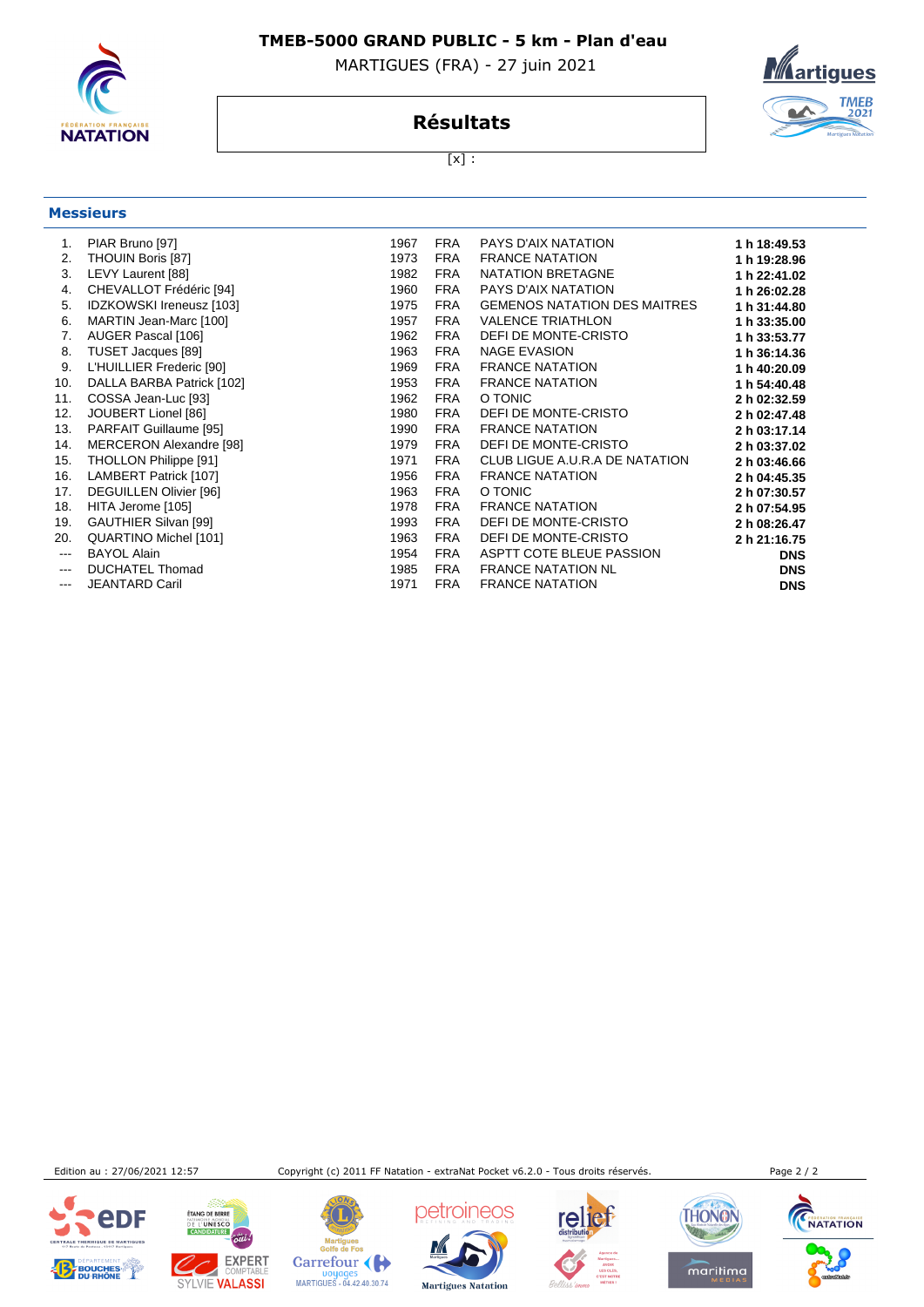# TMEB-5000 GRAND PUBLIC - 5 km - Plan d'eau

MARTIGUES (FRA) - 27 juin 2021

## Résultats

[x] :

### Messieurs

| | | | | | |
|---|---|---|---|---|---|
| 1. | PIAR Bruno [97] | 1967 | FRA | PAYS D'AIX NATATION | **1 h 18:49.53** |
| 2. | THOUIN Boris [87] | 1973 | FRA | FRANCE NATATION | **1 h 19:28.96** |
| 3. | LEVY Laurent [88] | 1982 | FRA | NATATION BRETAGNE | **1 h 22:41.02** |
| 4. | CHEVALLOT Frédéric [94] | 1960 | FRA | PAYS D'AIX NATATION | **1 h 26:02.28** |
| 5. | IDZKOWSKI Ireneusz [103] | 1975 | FRA | GEMENOS NATATION DES MAITRES | **1 h 31:44.80** |
| 6. | MARTIN Jean-Marc [100] | 1957 | FRA | VALENCE TRIATHLON | **1 h 33:35.00** |
| 7. | AUGER Pascal [106] | 1962 | FRA | DEFI DE MONTE-CRISTO | **1 h 33:53.77** |
| 8. | TUSET Jacques [89] | 1963 | FRA | NAGE EVASION | **1 h 36:14.36** |
| 9. | L'HUILLIER Frederic [90] | 1969 | FRA | FRANCE NATATION | **1 h 40:20.09** |
| 10. | DALLA BARBA Patrick [102] | 1953 | FRA | FRANCE NATATION | **1 h 54:40.48** |
| 11. | COSSA Jean-Luc [93] | 1962 | FRA | O TONIC | **2 h 02:32.59** |
| 12. | JOUBERT Lionel [86] | 1980 | FRA | DEFI DE MONTE-CRISTO | **2 h 02:47.48** |
| 13. | PARFAIT Guillaume [95] | 1990 | FRA | FRANCE NATATION | **2 h 03:17.14** |
| 14. | MERCERON Alexandre [98] | 1979 | FRA | DEFI DE MONTE-CRISTO | **2 h 03:37.02** |
| 15. | THOLLON Philippe [91] | 1971 | FRA | CLUB LIGUE A.U.R.A DE NATATION | **2 h 03:46.66** |
| 16. | LAMBERT Patrick [107] | 1956 | FRA | FRANCE NATATION | **2 h 04:45.35** |
| 17. | DEGUILLEN Olivier [96] | 1963 | FRA | O TONIC | **2 h 07:30.57** |
| 18. | HITA Jerome [105] | 1978 | FRA | FRANCE NATATION | **2 h 07:54.95** |
| 19. | GAUTHIER Silvan [99] | 1993 | FRA | DEFI DE MONTE-CRISTO | **2 h 08:26.47** |
| 20. | QUARTINO Michel [101] | 1963 | FRA | DEFI DE MONTE-CRISTO | **2 h 21:16.75** |
| --- | BAYOL Alain | 1954 | FRA | ASPTT COTE BLEUE PASSION | **DNS** |
| --- | DUCHATEL Thomad | 1985 | FRA | FRANCE NATATION NL | **DNS** |
| --- | JEANTARD Caril | 1971 | FRA | FRANCE NATATION | **DNS** |

Edition au : 27/06/2021 12:57

Copyright (c) 2011 FF Natation - extraNat Pocket v6.2.0 - Tous droits réservés.